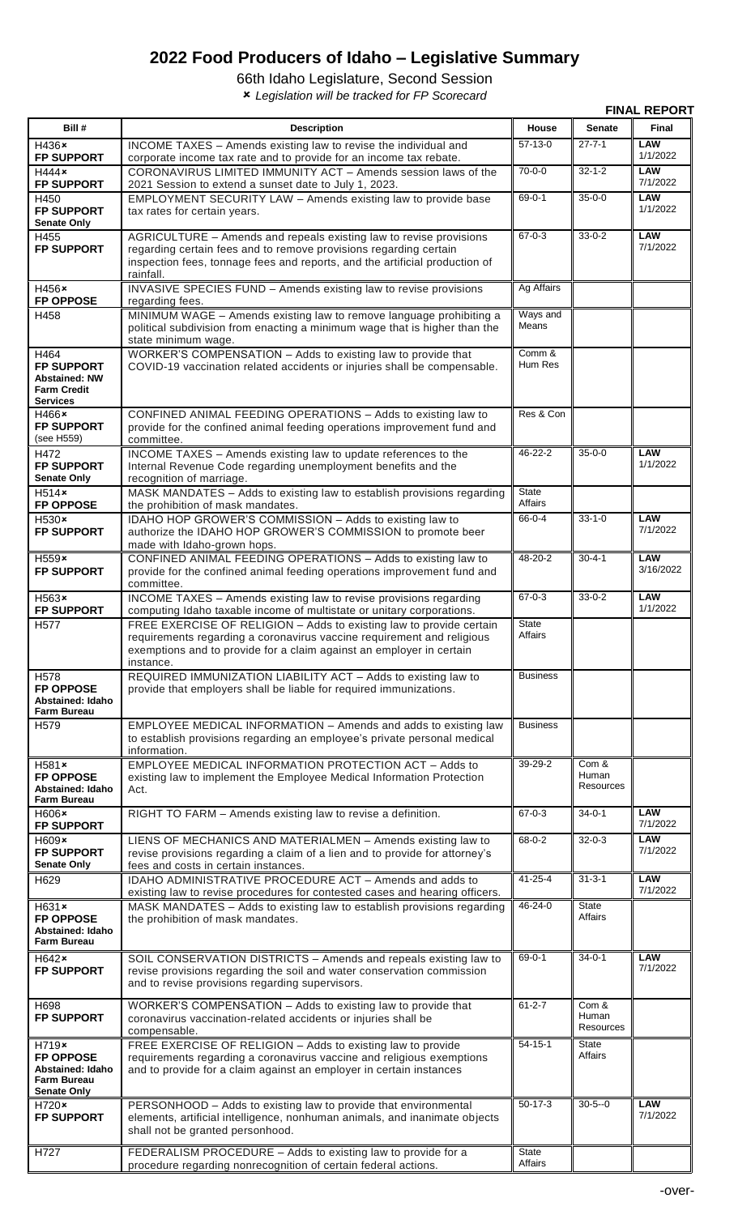# 2022 Food Producers of Idaho – Legislative Summary

66th Idaho Legislature, Second Session

× *Legislation will be tracked for FP Scorecard*

**FINAL REPORT**

| Bill # | Description | House | Senate | Final |
|---|---|---|---|---|
| H436× **FP SUPPORT** | INCOME TAXES – Amends existing law to revise the individual and corporate income tax rate and to provide for an income tax rebate. | 57-13-0 | 27-7-1 | **LAW** 1/1/2022 |
| H444× **FP SUPPORT** | CORONAVIRUS LIMITED IMMUNITY ACT – Amends session laws of the 2021 Session to extend a sunset date to July 1, 2023. | 70-0-0 | 32-1-2 | **LAW** 7/1/2022 |
| H450 **FP SUPPORT** **Senate Only** | EMPLOYMENT SECURITY LAW – Amends existing law to provide base tax rates for certain years. | 69-0-1 | 35-0-0 | **LAW** 1/1/2022 |
| H455 **FP SUPPORT** | AGRICULTURE – Amends and repeals existing law to revise provisions regarding certain fees and to remove provisions regarding certain inspection fees, tonnage fees and reports, and the artificial production of rainfall. | 67-0-3 | 33-0-2 | **LAW** 7/1/2022 |
| H456× **FP OPPOSE** | INVASIVE SPECIES FUND – Amends existing law to revise provisions regarding fees. | Ag Affairs | | |
| H458 | MINIMUM WAGE – Amends existing law to remove language prohibiting a political subdivision from enacting a minimum wage that is higher than the state minimum wage. | Ways and Means | | |
| H464 **FP SUPPORT** **Abstained: NW Farm Credit Services** | WORKER'S COMPENSATION – Adds to existing law to provide that COVID-19 vaccination related accidents or injuries shall be compensable. | Comm & Hum Res | | |
| H466× **FP SUPPORT** (see H559) | CONFINED ANIMAL FEEDING OPERATIONS – Adds to existing law to provide for the confined animal feeding operations improvement fund and committee. | Res & Con | | |
| H472 **FP SUPPORT** **Senate Only** | INCOME TAXES – Amends existing law to update references to the Internal Revenue Code regarding unemployment benefits and the recognition of marriage. | 46-22-2 | 35-0-0 | **LAW** 1/1/2022 |
| H514× **FP OPPOSE** | MASK MANDATES – Adds to existing law to establish provisions regarding the prohibition of mask mandates. | State Affairs | | |
| H530× **FP SUPPORT** | IDAHO HOP GROWER'S COMMISSION – Adds to existing law to authorize the IDAHO HOP GROWER'S COMMISSION to promote beer made with Idaho-grown hops. | 66-0-4 | 33-1-0 | **LAW** 7/1/2022 |
| H559× **FP SUPPORT** | CONFINED ANIMAL FEEDING OPERATIONS – Adds to existing law to provide for the confined animal feeding operations improvement fund and committee. | 48-20-2 | 30-4-1 | **LAW** 3/16/2022 |
| H563× **FP SUPPORT** | INCOME TAXES – Amends existing law to revise provisions regarding computing Idaho taxable income of multistate or unitary corporations. | 67-0-3 | 33-0-2 | **LAW** 1/1/2022 |
| H577 | FREE EXERCISE OF RELIGION – Adds to existing law to provide certain requirements regarding a coronavirus vaccine requirement and religious exemptions and to provide for a claim against an employer in certain instance. | State Affairs | | |
| H578 **FP OPPOSE** **Abstained: Idaho Farm Bureau** | REQUIRED IMMUNIZATION LIABILITY ACT – Adds to existing law to provide that employers shall be liable for required immunizations. | Business | | |
| H579 | EMPLOYEE MEDICAL INFORMATION – Amends and adds to existing law to establish provisions regarding an employee's private personal medical information. | Business | | |
| H581× **FP OPPOSE** **Abstained: Idaho Farm Bureau** | EMPLOYEE MEDICAL INFORMATION PROTECTION ACT – Adds to existing law to implement the Employee Medical Information Protection Act. | 39-29-2 | Com & Human Resources | |
| H606× **FP SUPPORT** | RIGHT TO FARM – Amends existing law to revise a definition. | 67-0-3 | 34-0-1 | **LAW** 7/1/2022 |
| H609× **FP SUPPORT** **Senate Only** | LIENS OF MECHANICS AND MATERIALMEN – Amends existing law to revise provisions regarding a claim of a lien and to provide for attorney's fees and costs in certain instances. | 68-0-2 | 32-0-3 | **LAW** 7/1/2022 |
| H629 | IDAHO ADMINISTRATIVE PROCEDURE ACT – Amends and adds to existing law to revise procedures for contested cases and hearing officers. | 41-25-4 | 31-3-1 | **LAW** 7/1/2022 |
| H631× **FP OPPOSE** **Abstained: Idaho Farm Bureau** | MASK MANDATES – Adds to existing law to establish provisions regarding the prohibition of mask mandates. | 46-24-0 | State Affairs | |
| H642× **FP SUPPORT** | SOIL CONSERVATION DISTRICTS – Amends and repeals existing law to revise provisions regarding the soil and water conservation commission and to revise provisions regarding supervisors. | 69-0-1 | 34-0-1 | **LAW** 7/1/2022 |
| H698 **FP SUPPORT** | WORKER'S COMPENSATION – Adds to existing law to provide that coronavirus vaccination-related accidents or injuries shall be compensable. | 61-2-7 | Com & Human Resources | |
| H719× **FP OPPOSE** **Abstained: Idaho Farm Bureau** **Senate Only** | FREE EXERCISE OF RELIGION – Adds to existing law to provide requirements regarding a coronavirus vaccine and religious exemptions and to provide for a claim against an employer in certain instances | 54-15-1 | State Affairs | |
| H720× **FP SUPPORT** | PERSONHOOD – Adds to existing law to provide that environmental elements, artificial intelligence, nonhuman animals, and inanimate objects shall not be granted personhood. | 50-17-3 | 30-5--0 | **LAW** 7/1/2022 |
| H727 | FEDERALISM PROCEDURE – Adds to existing law to provide for a procedure regarding nonrecognition of certain federal actions. | State Affairs | | |

-over-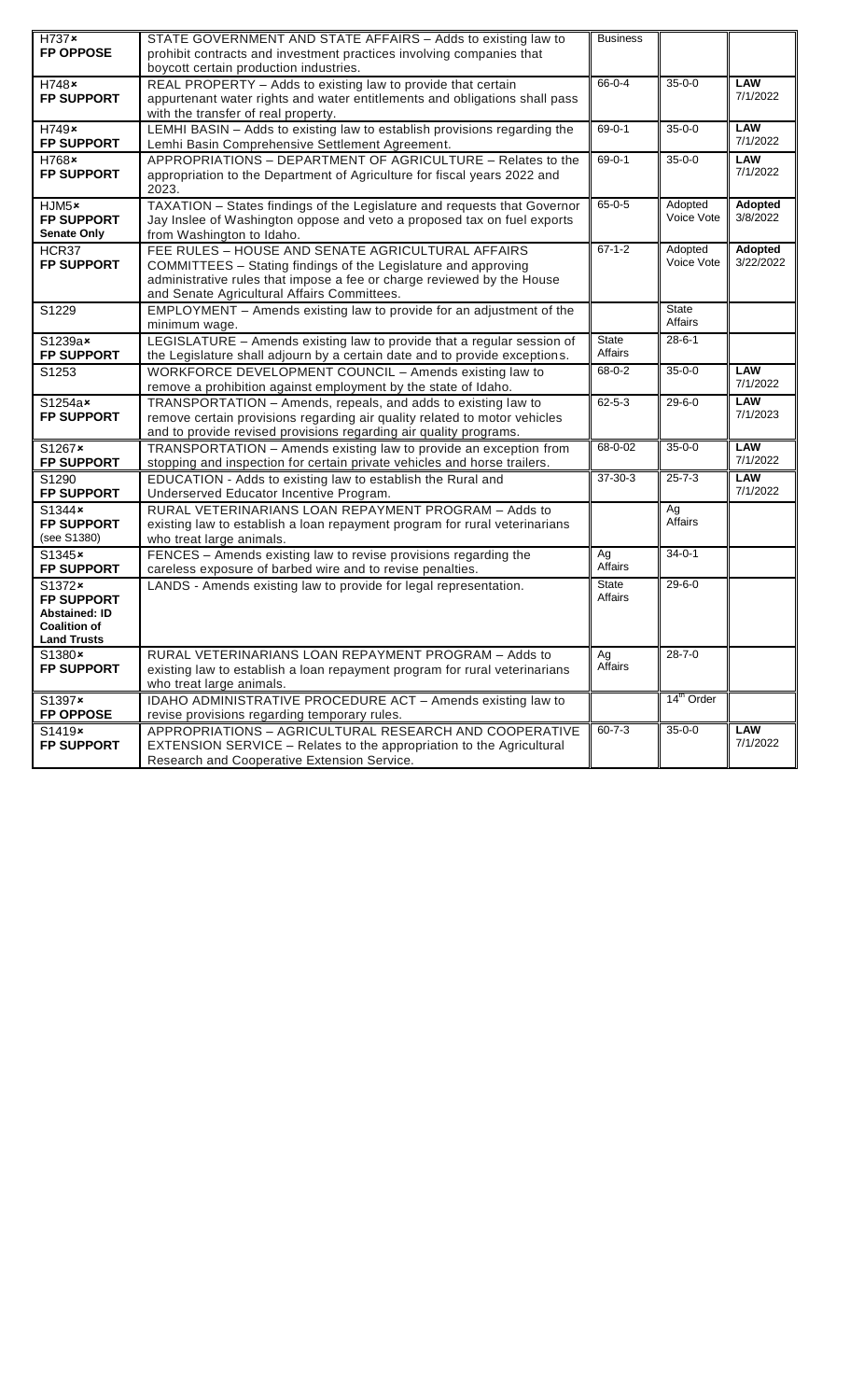| | | | | |
|---|---|---|---|---|
| H737× **FP OPPOSE** | STATE GOVERNMENT AND STATE AFFAIRS – Adds to existing law to prohibit contracts and investment practices involving companies that boycott certain production industries. | Business | | |
| H748× **FP SUPPORT** | REAL PROPERTY – Adds to existing law to provide that certain appurtenant water rights and water entitlements and obligations shall pass with the transfer of real property. | 66-0-4 | 35-0-0 | **LAW** 7/1/2022 |
| H749× **FP SUPPORT** | LEMHI BASIN – Adds to existing law to establish provisions regarding the Lemhi Basin Comprehensive Settlement Agreement. | 69-0-1 | 35-0-0 | **LAW** 7/1/2022 |
| H768× **FP SUPPORT** | APPROPRIATIONS – DEPARTMENT OF AGRICULTURE – Relates to the appropriation to the Department of Agriculture for fiscal years 2022 and 2023. | 69-0-1 | 35-0-0 | **LAW** 7/1/2022 |
| HJM5× **FP SUPPORT** **Senate Only** | TAXATION – States findings of the Legislature and requests that Governor Jay Inslee of Washington oppose and veto a proposed tax on fuel exports from Washington to Idaho. | 65-0-5 | Adopted Voice Vote | **Adopted** 3/8/2022 |
| HCR37 **FP SUPPORT** | FEE RULES – HOUSE AND SENATE AGRICULTURAL AFFAIRS COMMITTEES – Stating findings of the Legislature and approving administrative rules that impose a fee or charge reviewed by the House and Senate Agricultural Affairs Committees. | 67-1-2 | Adopted Voice Vote | **Adopted** 3/22/2022 |
| S1229 | EMPLOYMENT – Amends existing law to provide for an adjustment of the minimum wage. | | State Affairs | |
| S1239a× **FP SUPPORT** | LEGISLATURE – Amends existing law to provide that a regular session of the Legislature shall adjourn by a certain date and to provide exceptions. | State Affairs | 28-6-1 | |
| S1253 | WORKFORCE DEVELOPMENT COUNCIL – Amends existing law to remove a prohibition against employment by the state of Idaho. | 68-0-2 | 35-0-0 | **LAW** 7/1/2022 |
| S1254a× **FP SUPPORT** | TRANSPORTATION – Amends, repeals, and adds to existing law to remove certain provisions regarding air quality related to motor vehicles and to provide revised provisions regarding air quality programs. | 62-5-3 | 29-6-0 | **LAW** 7/1/2023 |
| S1267× **FP SUPPORT** | TRANSPORTATION – Amends existing law to provide an exception from stopping and inspection for certain private vehicles and horse trailers. | 68-0-02 | 35-0-0 | **LAW** 7/1/2022 |
| S1290 **FP SUPPORT** | EDUCATION - Adds to existing law to establish the Rural and Underserved Educator Incentive Program. | 37-30-3 | 25-7-3 | **LAW** 7/1/2022 |
| S1344× **FP SUPPORT** (see S1380) | RURAL VETERINARIANS LOAN REPAYMENT PROGRAM – Adds to existing law to establish a loan repayment program for rural veterinarians who treat large animals. | | Ag Affairs | |
| S1345× **FP SUPPORT** | FENCES – Amends existing law to revise provisions regarding the careless exposure of barbed wire and to revise penalties. | Ag Affairs | 34-0-1 | |
| S1372× **FP SUPPORT** **Abstained: ID Coalition of Land Trusts** | LANDS - Amends existing law to provide for legal representation. | State Affairs | 29-6-0 | |
| S1380× **FP SUPPORT** | RURAL VETERINARIANS LOAN REPAYMENT PROGRAM – Adds to existing law to establish a loan repayment program for rural veterinarians who treat large animals. | Ag Affairs | 28-7-0 | |
| S1397× **FP OPPOSE** | IDAHO ADMINISTRATIVE PROCEDURE ACT – Amends existing law to revise provisions regarding temporary rules. | | 14th Order | |
| S1419× **FP SUPPORT** | APPROPRIATIONS – AGRICULTURAL RESEARCH AND COOPERATIVE EXTENSION SERVICE – Relates to the appropriation to the Agricultural Research and Cooperative Extension Service. | 60-7-3 | 35-0-0 | **LAW** 7/1/2022 |